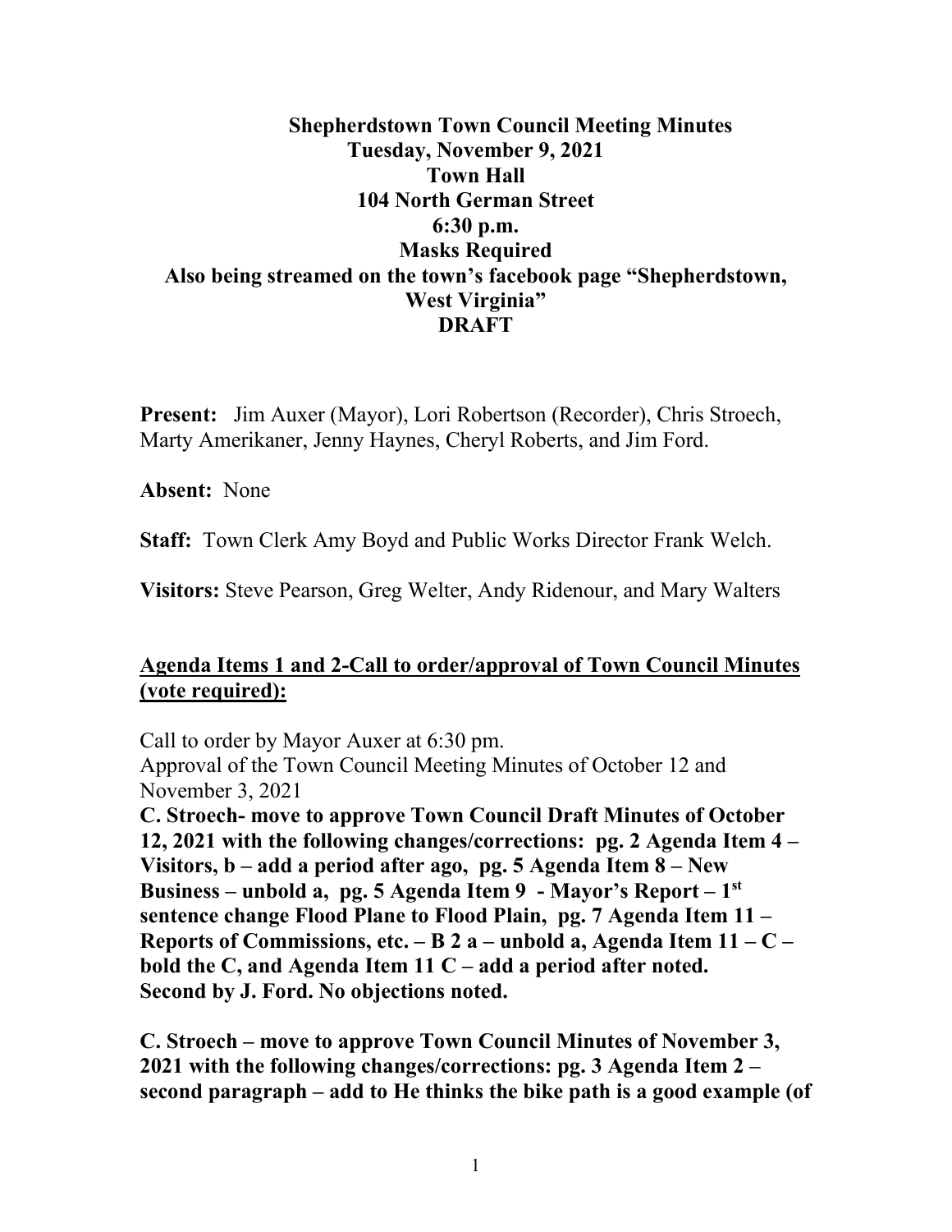# Shepherdstown Town Council Meeting Minutes
## Tuesday, November 9, 2021
## Town Hall
## 104 North German Street
## 6:30 p.m.
## Masks Required
## Also being streamed on the town's facebook page "Shepherdstown, West Virginia"
## DRAFT

**Present:** Jim Auxer (Mayor), Lori Robertson (Recorder), Chris Stroech, Marty Amerikaner, Jenny Haynes, Cheryl Roberts, and Jim Ford.

**Absent:** None

**Staff:** Town Clerk Amy Boyd and Public Works Director Frank Welch.

**Visitors:** Steve Pearson, Greg Welter, Andy Ridenour, and Mary Walters

**<u>Agenda Items 1 and 2-Call to order/approval of Town Council Minutes (vote required):</u>**

Call to order by Mayor Auxer at 6:30 pm.
Approval of the Town Council Meeting Minutes of October 12 and November 3, 2021

**C. Stroech- move to approve Town Council Draft Minutes of October 12, 2021 with the following changes/corrections: pg. 2 Agenda Item 4 – Visitors, b – add a period after ago, pg. 5 Agenda Item 8 – New Business – unbold a, pg. 5 Agenda Item 9 - Mayor's Report – 1st sentence change Flood Plane to Flood Plain, pg. 7 Agenda Item 11 – Reports of Commissions, etc. – B 2 a – unbold a, Agenda Item 11 – C – bold the C, and Agenda Item 11 C – add a period after noted. Second by J. Ford. No objections noted.**

**C. Stroech – move to approve Town Council Minutes of November 3, 2021 with the following changes/corrections: pg. 3 Agenda Item 2 – second paragraph – add to He thinks the bike path is a good example (of**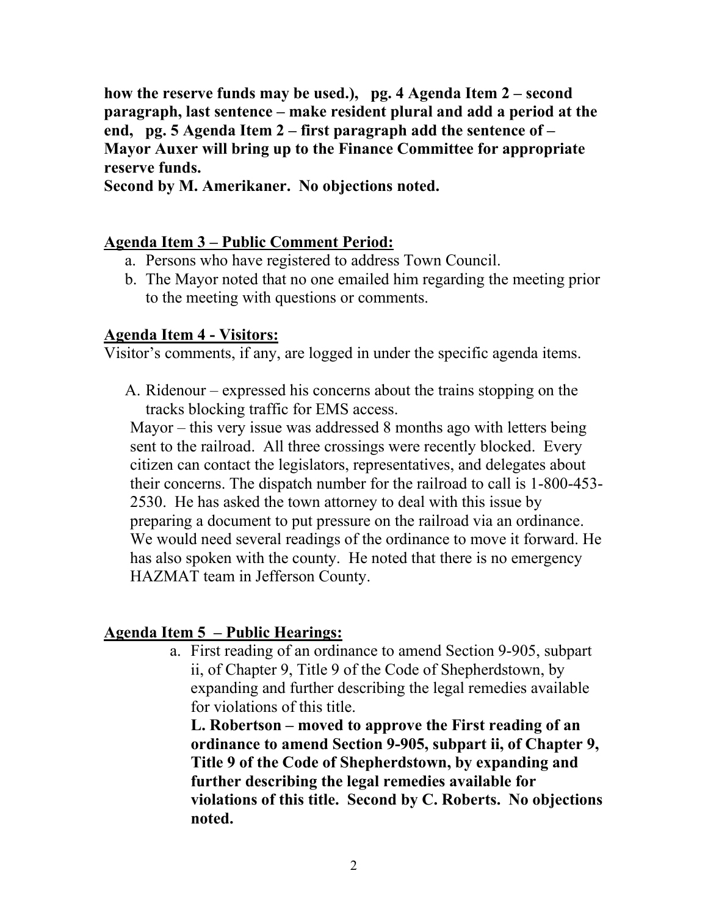**how the reserve funds may be used.), pg. 4 Agenda Item 2 – second paragraph, last sentence – make resident plural and add a period at the end, pg. 5 Agenda Item 2 – first paragraph add the sentence of – Mayor Auxer will bring up to the Finance Committee for appropriate reserve funds.**

**Second by M. Amerikaner. No objections noted.**

**<u>Agenda Item 3 – Public Comment Period:</u>**

a. Persons who have registered to address Town Council.
b. The Mayor noted that no one emailed him regarding the meeting prior to the meeting with questions or comments.

**<u>Agenda Item 4 - Visitors:</u>**

Visitor's comments, if any, are logged in under the specific agenda items.

A. Ridenour – expressed his concerns about the trains stopping on the tracks blocking traffic for EMS access.

Mayor – this very issue was addressed 8 months ago with letters being sent to the railroad. All three crossings were recently blocked. Every citizen can contact the legislators, representatives, and delegates about their concerns. The dispatch number for the railroad to call is 1-800-453-2530. He has asked the town attorney to deal with this issue by preparing a document to put pressure on the railroad via an ordinance. We would need several readings of the ordinance to move it forward. He has also spoken with the county. He noted that there is no emergency HAZMAT team in Jefferson County.

**<u>Agenda Item 5 – Public Hearings:</u>**

a. First reading of an ordinance to amend Section 9-905, subpart ii, of Chapter 9, Title 9 of the Code of Shepherdstown, by expanding and further describing the legal remedies available for violations of this title.

   **L. Robertson – moved to approve the First reading of an ordinance to amend Section 9-905, subpart ii, of Chapter 9, Title 9 of the Code of Shepherdstown, by expanding and further describing the legal remedies available for violations of this title. Second by C. Roberts. No objections noted.**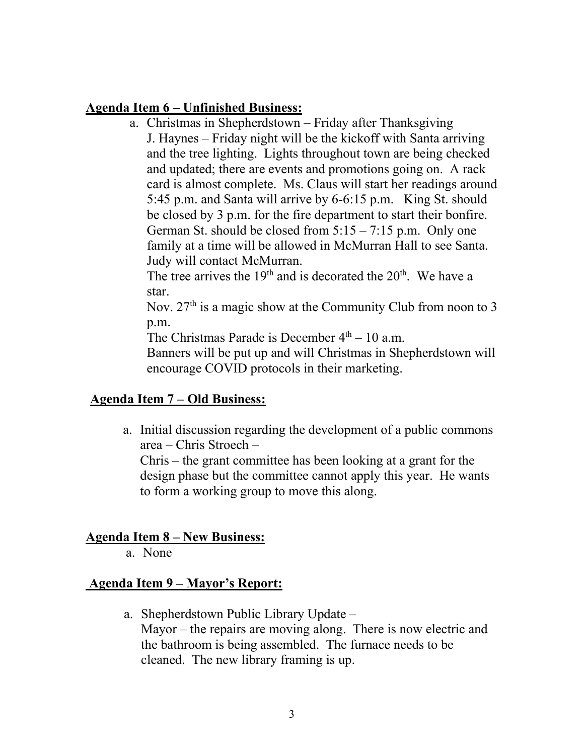**Agenda Item 6 – Unfinished Business:**

a. Christmas in Shepherdstown – Friday after Thanksgiving
   J. Haynes – Friday night will be the kickoff with Santa arriving and the tree lighting. Lights throughout town are being checked and updated; there are events and promotions going on. A rack card is almost complete. Ms. Claus will start her readings around 5:45 p.m. and Santa will arrive by 6-6:15 p.m. King St. should be closed by 3 p.m. for the fire department to start their bonfire. German St. should be closed from 5:15 – 7:15 p.m. Only one family at a time will be allowed in McMurran Hall to see Santa. Judy will contact McMurran.
   The tree arrives the 19th and is decorated the 20th. We have a star.
   Nov. 27th is a magic show at the Community Club from noon to 3 p.m.
   The Christmas Parade is December 4th – 10 a.m.
   Banners will be put up and will Christmas in Shepherdstown will encourage COVID protocols in their marketing.

**Agenda Item 7 – Old Business:**

a. Initial discussion regarding the development of a public commons area – Chris Stroech –
   Chris – the grant committee has been looking at a grant for the design phase but the committee cannot apply this year. He wants to form a working group to move this along.

**Agenda Item 8 – New Business:**

a. None

**Agenda Item 9 – Mayor's Report:**

a. Shepherdstown Public Library Update –
   Mayor – the repairs are moving along. There is now electric and the bathroom is being assembled. The furnace needs to be cleaned. The new library framing is up.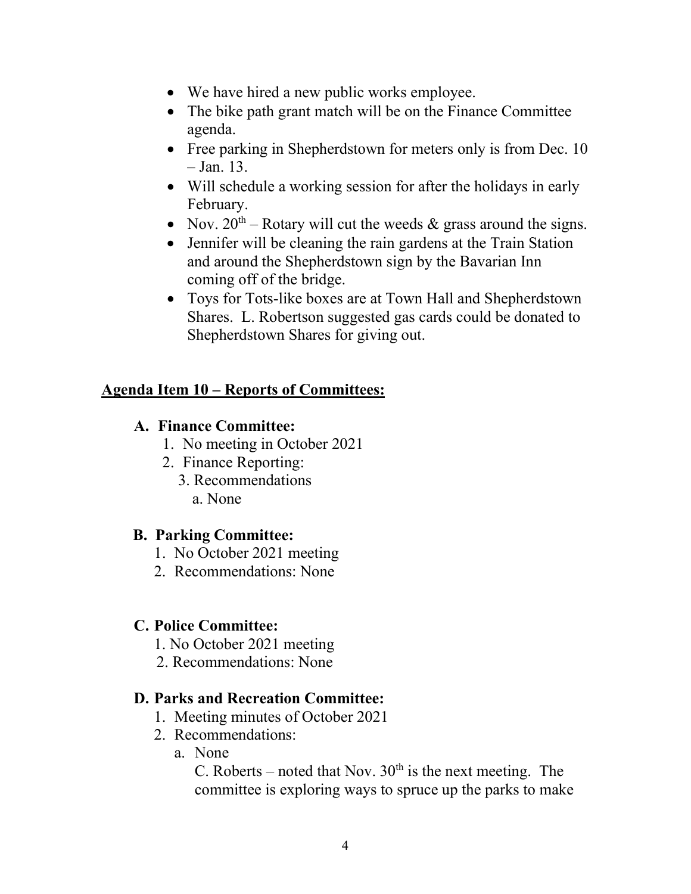- We have hired a new public works employee.
- The bike path grant match will be on the Finance Committee agenda.
- Free parking in Shepherdstown for meters only is from Dec. 10 – Jan. 13.
- Will schedule a working session for after the holidays in early February.
- Nov. 20th – Rotary will cut the weeds & grass around the signs.
- Jennifer will be cleaning the rain gardens at the Train Station and around the Shepherdstown sign by the Bavarian Inn coming off of the bridge.
- Toys for Tots-like boxes are at Town Hall and Shepherdstown Shares. L. Robertson suggested gas cards could be donated to Shepherdstown Shares for giving out.

**Agenda Item 10 – Reports of Committees:**

**A. Finance Committee:**

1. No meeting in October 2021
2. Finance Reporting:
3. Recommendations
   a. None

**B. Parking Committee:**

1. No October 2021 meeting
2. Recommendations: None

**C. Police Committee:**

1. No October 2021 meeting
2. Recommendations: None

**D. Parks and Recreation Committee:**

1. Meeting minutes of October 2021
2. Recommendations:
   a. None
   C. Roberts – noted that Nov. 30th is the next meeting. The committee is exploring ways to spruce up the parks to make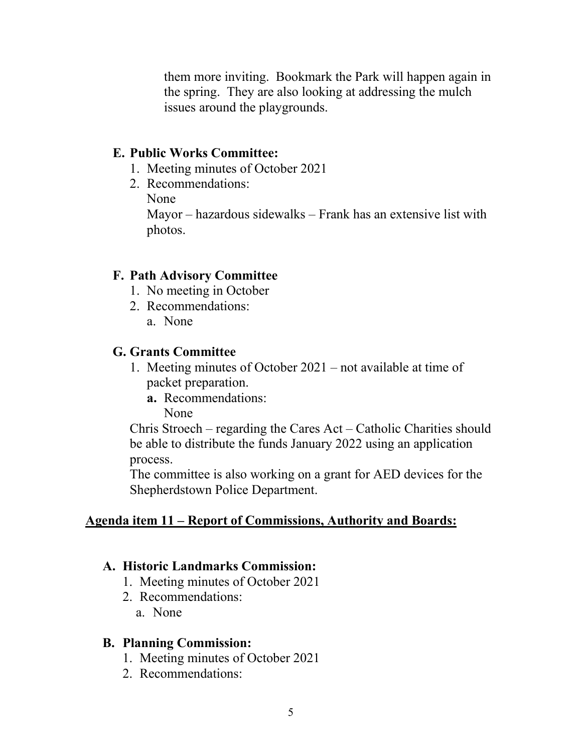them more inviting. Bookmark the Park will happen again in the spring. They are also looking at addressing the mulch issues around the playgrounds.

**E. Public Works Committee:**

1. Meeting minutes of October 2021
2. Recommendations:
   None
   Mayor – hazardous sidewalks – Frank has an extensive list with photos.

**F. Path Advisory Committee**

1. No meeting in October
2. Recommendations:
   a. None

**G. Grants Committee**

1. Meeting minutes of October 2021 – not available at time of packet preparation.
   **a.** Recommendations:
   None

Chris Stroech – regarding the Cares Act – Catholic Charities should be able to distribute the funds January 2022 using an application process.
The committee is also working on a grant for AED devices for the Shepherdstown Police Department.

## Agenda item 11 – Report of Commissions, Authority and Boards:

**A. Historic Landmarks Commission:**

1. Meeting minutes of October 2021
2. Recommendations:
   a. None

**B. Planning Commission:**

1. Meeting minutes of October 2021
2. Recommendations: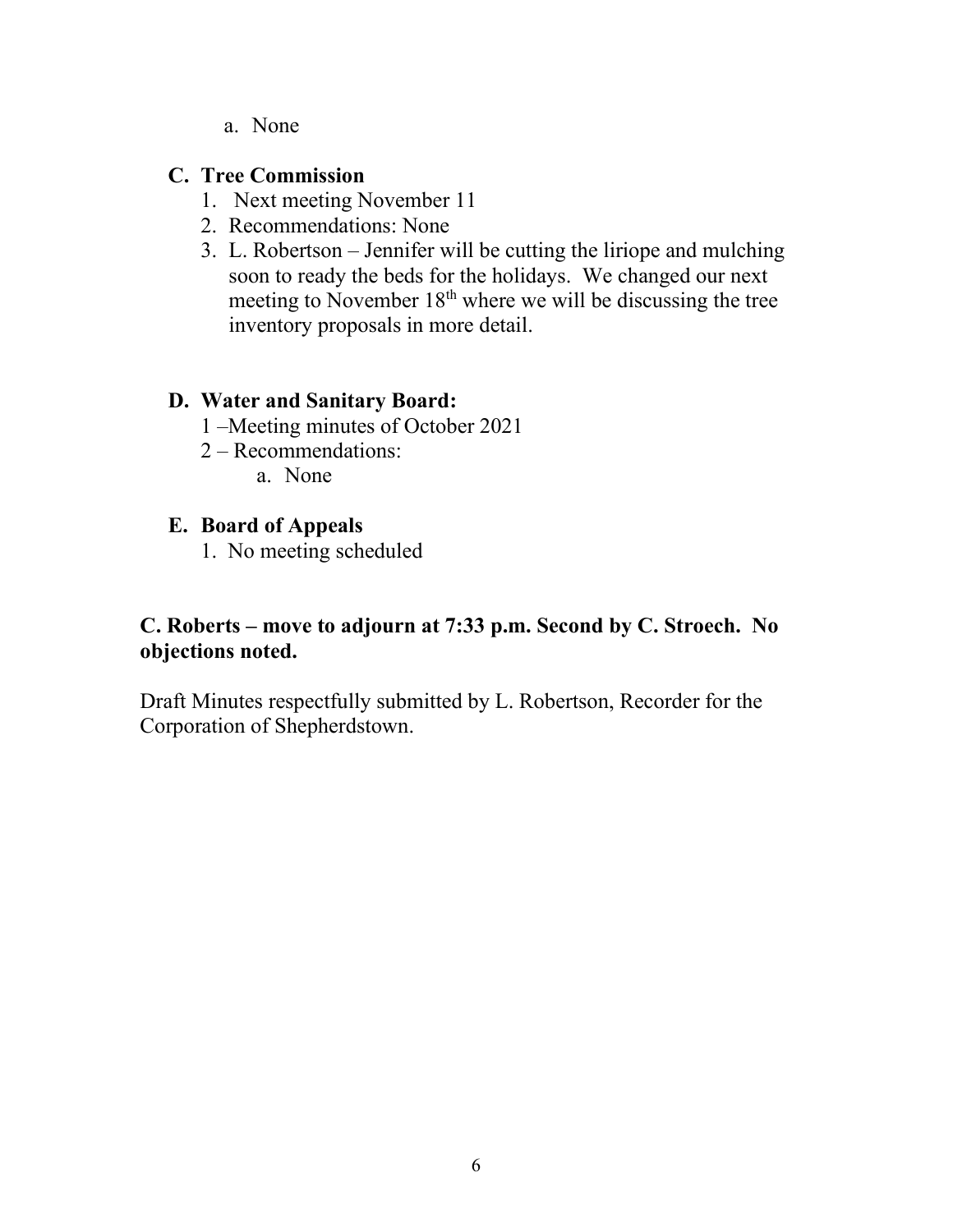a. None

**C. Tree Commission**

1. Next meeting November 11
2. Recommendations: None
3. L. Robertson – Jennifer will be cutting the liriope and mulching soon to ready the beds for the holidays. We changed our next meeting to November 18th where we will be discussing the tree inventory proposals in more detail.

**D. Water and Sanitary Board:**

1 –Meeting minutes of October 2021

2 – Recommendations:

a. None

**E. Board of Appeals**

1. No meeting scheduled

**C. Roberts – move to adjourn at 7:33 p.m. Second by C. Stroech. No objections noted.**

Draft Minutes respectfully submitted by L. Robertson, Recorder for the Corporation of Shepherdstown.